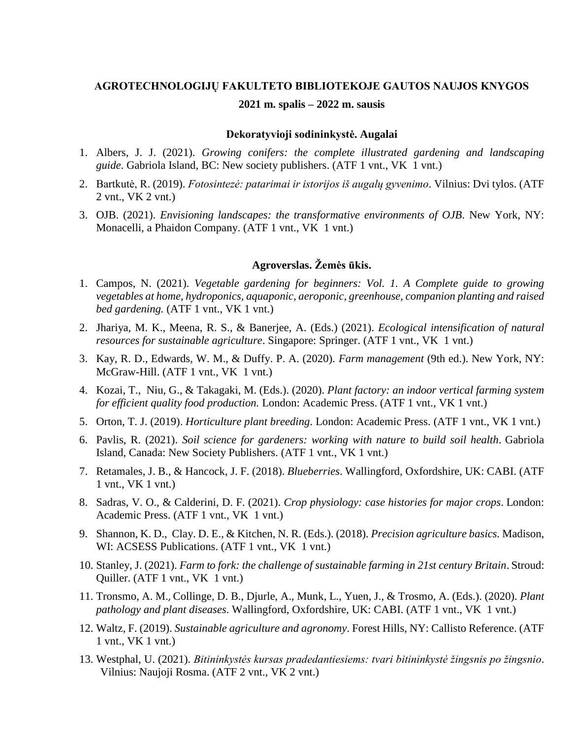# AGROTECHNOLOGIJŲ FAKULTETO BIBLIOTEKOJE GAUTOS NAUJOS KNYGOS

## 2021 m. spalis – 2022 m. sausis

### Dekoratyvioji sodininkystė. Augalai

1. Albers, J. J. (2021). *Growing conifers: the complete illustrated gardening and landscaping guide*. Gabriola Island, BC: New society publishers. (ATF 1 vnt., VK 1 vnt.)
2. Bartkutė, R. (2019). *Fotosintezė: patarimai ir istorijos iš augalų gyvenimo*. Vilnius: Dvi tylos. (ATF 2 vnt., VK 2 vnt.)
3. OJB. (2021). *Envisioning landscapes: the transformative environments of OJB*. New York, NY: Monacelli, a Phaidon Company. (ATF 1 vnt., VK 1 vnt.)

### Agroverslas. Žemės ūkis.

1. Campos, N. (2021). *Vegetable gardening for beginners: Vol. 1. A Complete guide to growing vegetables at home, hydroponics, aquaponic, aeroponic, greenhouse, companion planting and raised bed gardening.* (ATF 1 vnt., VK 1 vnt.)
2. Jhariya, M. K., Meena, R. S., & Banerjee, A. (Eds.) (2021). *Ecological intensification of natural resources for sustainable agriculture*. Singapore: Springer. (ATF 1 vnt., VK 1 vnt.)
3. Kay, R. D., Edwards, W. M., & Duffy. P. A. (2020). *Farm management* (9th ed.). New York, NY: McGraw-Hill. (ATF 1 vnt., VK 1 vnt.)
4. Kozai, T., Niu, G., & Takagaki, M. (Eds.). (2020). *Plant factory: an indoor vertical farming system for efficient quality food production.* London: Academic Press. (ATF 1 vnt., VK 1 vnt.)
5. Orton, T. J. (2019). *Horticulture plant breeding*. London: Academic Press. (ATF 1 vnt., VK 1 vnt.)
6. Pavlis, R. (2021). *Soil science for gardeners: working with nature to build soil health*. Gabriola Island, Canada: New Society Publishers. (ATF 1 vnt., VK 1 vnt.)
7. Retamales, J. B., & Hancock, J. F. (2018). *Blueberries*. Wallingford, Oxfordshire, UK: CABI. (ATF 1 vnt., VK 1 vnt.)
8. Sadras, V. O., & Calderini, D. F. (2021). *Crop physiology: case histories for major crops*. London: Academic Press. (ATF 1 vnt., VK 1 vnt.)
9. Shannon, K. D., Clay. D. E., & Kitchen, N. R. (Eds.). (2018). *Precision agriculture basics.* Madison, WI: ACSESS Publications. (ATF 1 vnt., VK 1 vnt.)
10. Stanley, J. (2021). *Farm to fork: the challenge of sustainable farming in 21st century Britain*. Stroud: Quiller. (ATF 1 vnt., VK 1 vnt.)
11. Tronsmo, A. M., Collinge, D. B., Djurle, A., Munk, L., Yuen, J., & Trosmo, A. (Eds.). (2020). *Plant pathology and plant diseases*. Wallingford, Oxfordshire, UK: CABI. (ATF 1 vnt., VK 1 vnt.)
12. Waltz, F. (2019). *Sustainable agriculture and agronomy*. Forest Hills, NY: Callisto Reference. (ATF 1 vnt., VK 1 vnt.)
13. Westphal, U. (2021). *Bitininkystės kursas pradedantiesiems: tvari bitininkystė žingsnis po žingsnio*. Vilnius: Naujoji Rosma. (ATF 2 vnt., VK 2 vnt.)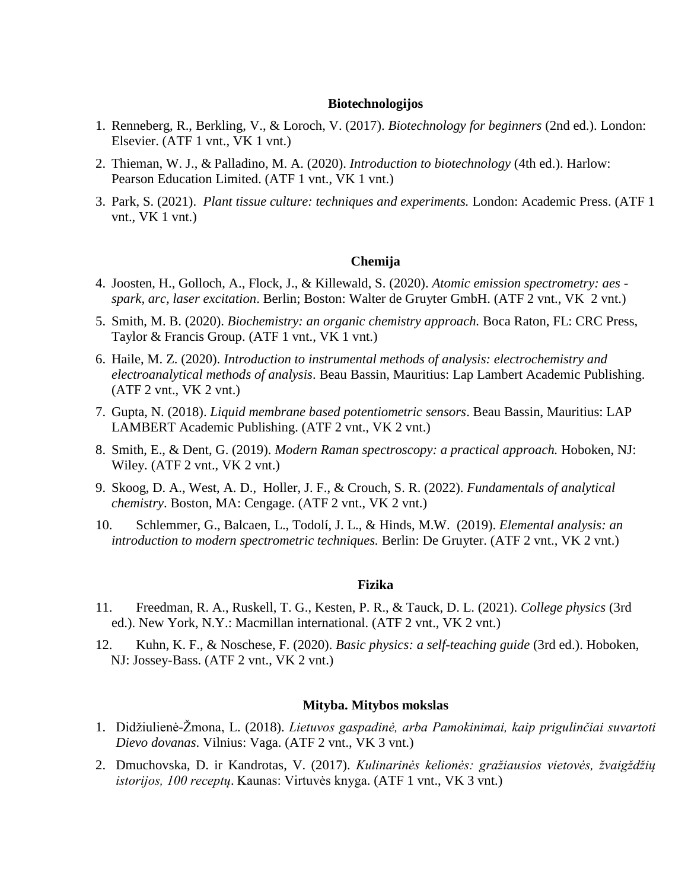## Biotechnologijos

1. Renneberg, R., Berkling, V., & Loroch, V. (2017). *Biotechnology for beginners* (2nd ed.). London: Elsevier. (ATF 1 vnt., VK 1 vnt.)
2. Thieman, W. J., & Palladino, M. A. (2020). *Introduction to biotechnology* (4th ed.). Harlow: Pearson Education Limited. (ATF 1 vnt., VK 1 vnt.)
3. Park, S. (2021). *Plant tissue culture: techniques and experiments.* London: Academic Press. (ATF 1 vnt., VK 1 vnt.)

## Chemija

4. Joosten, H., Golloch, A., Flock, J., & Killewald, S. (2020). *Atomic emission spectrometry: aes - spark, arc, laser excitation*. Berlin; Boston: Walter de Gruyter GmbH. (ATF 2 vnt., VK 2 vnt.)
5. Smith, M. B. (2020). *Biochemistry: an organic chemistry approach.* Boca Raton, FL: CRC Press, Taylor & Francis Group. (ATF 1 vnt., VK 1 vnt.)
6. Haile, M. Z. (2020). *Introduction to instrumental methods of analysis: electrochemistry and electroanalytical methods of analysis*. Beau Bassin, Mauritius: Lap Lambert Academic Publishing. (ATF 2 vnt., VK 2 vnt.)
7. Gupta, N. (2018). *Liquid membrane based potentiometric sensors*. Beau Bassin, Mauritius: LAP LAMBERT Academic Publishing. (ATF 2 vnt., VK 2 vnt.)
8. Smith, E., & Dent, G. (2019). *Modern Raman spectroscopy: a practical approach.* Hoboken, NJ: Wiley. (ATF 2 vnt., VK 2 vnt.)
9. Skoog, D. A., West, A. D., Holler, J. F., & Crouch, S. R. (2022). *Fundamentals of analytical chemistry*. Boston, MA: Cengage. (ATF 2 vnt., VK 2 vnt.)
10. Schlemmer, G., Balcaen, L., Todolí, J. L., & Hinds, M.W. (2019). *Elemental analysis: an introduction to modern spectrometric techniques.* Berlin: De Gruyter. (ATF 2 vnt., VK 2 vnt.)

## Fizika

11. Freedman, R. A., Ruskell, T. G., Kesten, P. R., & Tauck, D. L. (2021). *College physics* (3rd ed.). New York, N.Y.: Macmillan international. (ATF 2 vnt., VK 2 vnt.)
12. Kuhn, K. F., & Noschese, F. (2020). *Basic physics: a self-teaching guide* (3rd ed.). Hoboken, NJ: Jossey-Bass. (ATF 2 vnt., VK 2 vnt.)

## Mityba. Mitybos mokslas

1. Didžiulienė-Žmona, L. (2018). *Lietuvos gaspadinė, arba Pamokinimai, kaip prigulinčiai suvartoti Dievo dovanas*. Vilnius: Vaga. (ATF 2 vnt., VK 3 vnt.)
2. Dmuchovska, D. ir Kandrotas, V. (2017). *Kulinarinės kelionės: gražiausios vietovės, žvaigždžių istorijos, 100 receptų*. Kaunas: Virtuvės knyga. (ATF 1 vnt., VK 3 vnt.)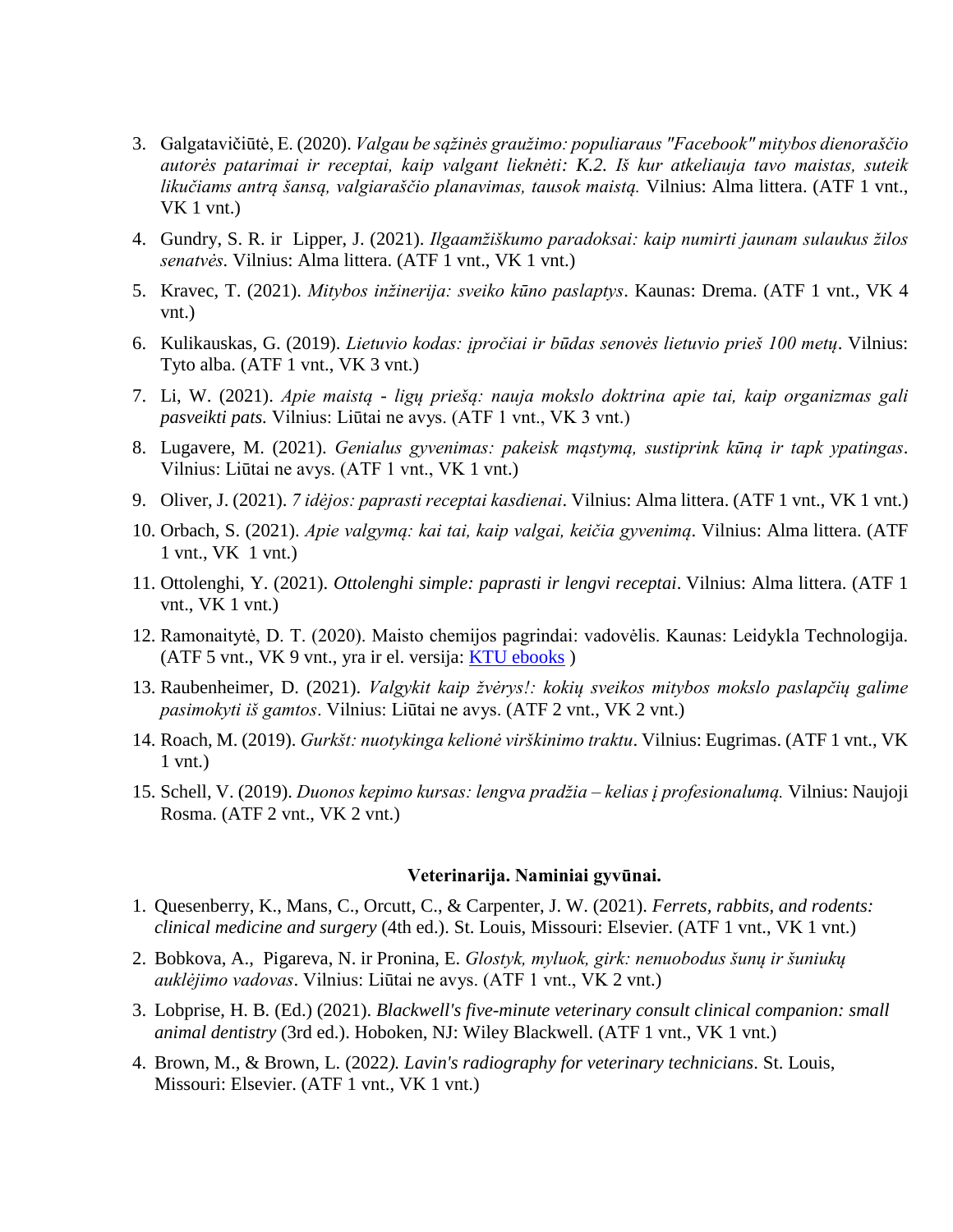3. Galgatavičiūtė, E. (2020). *Valgau be sąžinės graužimo: populiaraus "Facebook" mitybos dienoraščio autorės patarimai ir receptai, kaip valgant lieknėti: K.2. Iš kur atkeliauja tavo maistas, suteik likučiams antrą šansą, valgiaraščio planavimas, tausok maistą.* Vilnius: Alma littera. (ATF 1 vnt., VK 1 vnt.)
4. Gundry, S. R. ir Lipper, J. (2021). *Ilgaamžiškumo paradoksai: kaip numirti jaunam sulaukus žilos senatvės*. Vilnius: Alma littera. (ATF 1 vnt., VK 1 vnt.)
5. Kravec, T. (2021). *Mitybos inžinerija: sveiko kūno paslaptys*. Kaunas: Drema. (ATF 1 vnt., VK 4 vnt.)
6. Kulikauskas, G. (2019). *Lietuvio kodas: įpročiai ir būdas senovės lietuvio prieš 100 metų*. Vilnius: Tyto alba. (ATF 1 vnt., VK 3 vnt.)
7. Li, W. (2021). *Apie maistą - ligų priešą: nauja mokslo doktrina apie tai, kaip organizmas gali pasveikti pats.* Vilnius: Liūtai ne avys. (ATF 1 vnt., VK 3 vnt.)
8. Lugavere, M. (2021). *Genialus gyvenimas: pakeisk mąstymą, sustiprink kūną ir tapk ypatingas*. Vilnius: Liūtai ne avys. (ATF 1 vnt., VK 1 vnt.)
9. Oliver, J. (2021). *7 idėjos: paprasti receptai kasdienai*. Vilnius: Alma littera. (ATF 1 vnt., VK 1 vnt.)
10. Orbach, S. (2021). *Apie valgymą: kai tai, kaip valgai, keičia gyvenimą*. Vilnius: Alma littera. (ATF 1 vnt., VK 1 vnt.)
11. Ottolenghi, Y. (2021). *Ottolenghi simple: paprasti ir lengvi receptai*. Vilnius: Alma littera. (ATF 1 vnt., VK 1 vnt.)
12. Ramonaitytė, D. T. (2020). Maisto chemijos pagrindai: vadovėlis. Kaunas: Leidykla Technologija. (ATF 5 vnt., VK 9 vnt., yra ir el. versija: KTU ebooks )
13. Raubenheimer, D. (2021). *Valgykit kaip žvėrys!: kokių sveikos mitybos mokslo paslapčių galime pasimokyti iš gamtos*. Vilnius: Liūtai ne avys. (ATF 2 vnt., VK 2 vnt.)
14. Roach, M. (2019). *Gurkšt: nuotykinga kelionė virškinimo traktu*. Vilnius: Eugrimas. (ATF 1 vnt., VK 1 vnt.)
15. Schell, V. (2019). *Duonos kepimo kursas: lengva pradžia – kelias į profesionalumą.* Vilnius: Naujoji Rosma. (ATF 2 vnt., VK 2 vnt.)

**Veterinarija. Naminiai gyvūnai.**

1. Quesenberry, K., Mans, C., Orcutt, C., & Carpenter, J. W. (2021). *Ferrets, rabbits, and rodents: clinical medicine and surgery* (4th ed.). St. Louis, Missouri: Elsevier. (ATF 1 vnt., VK 1 vnt.)
2. Bobkova, A., Pigareva, N. ir Pronina, E. *Glostyk, myluok, girk: nenuobodus šunų ir šuniukų auklėjimo vadovas*. Vilnius: Liūtai ne avys. (ATF 1 vnt., VK 2 vnt.)
3. Lobprise, H. B. (Ed.) (2021). *Blackwell's five-minute veterinary consult clinical companion: small animal dentistry* (3rd ed.). Hoboken, NJ: Wiley Blackwell. (ATF 1 vnt., VK 1 vnt.)
4. Brown, M., & Brown, L. (2022). *Lavin's radiography for veterinary technicians*. St. Louis, Missouri: Elsevier. (ATF 1 vnt., VK 1 vnt.)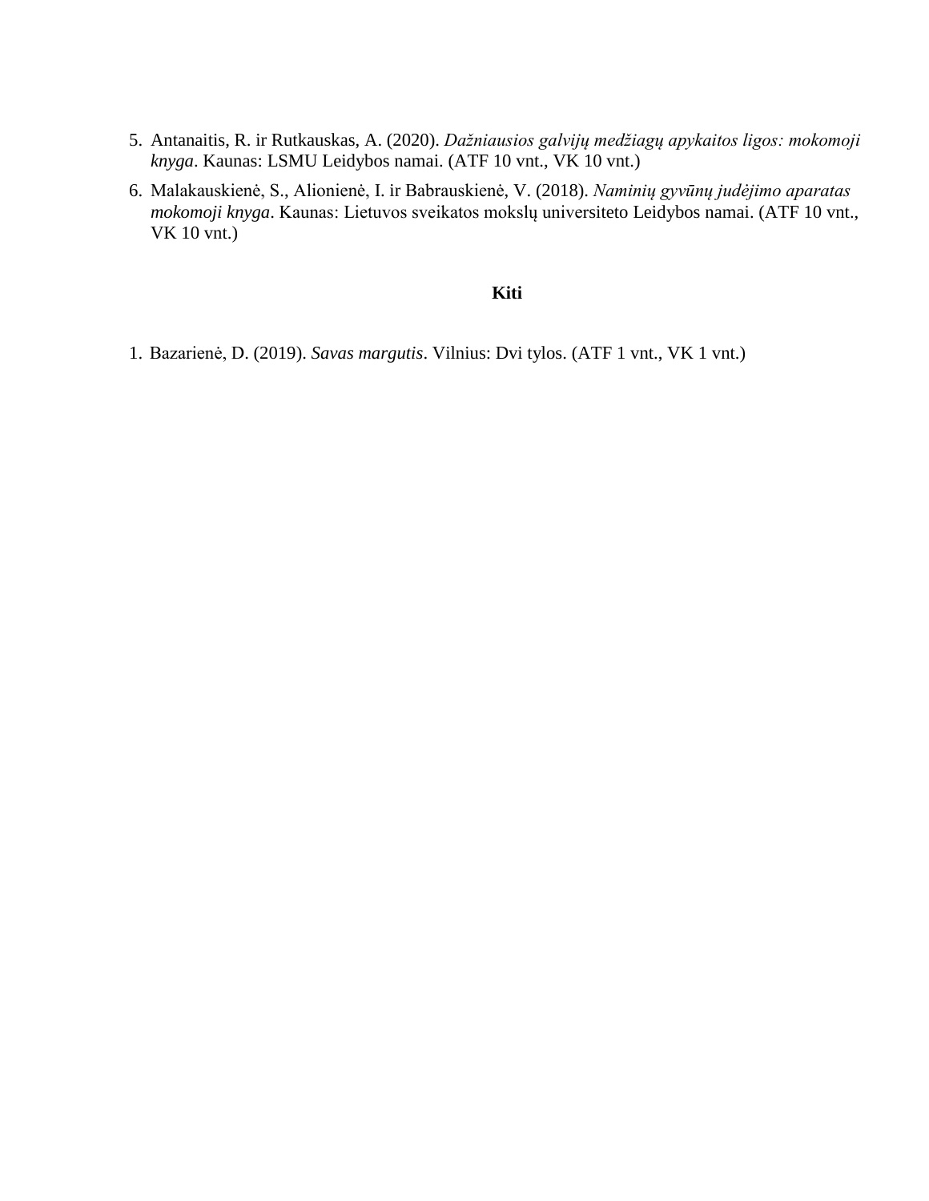5. Antanaitis, R. ir Rutkauskas, A. (2020). *Dažniausios galvijų medžiagų apykaitos ligos: mokomoji knyga*. Kaunas: LSMU Leidybos namai. (ATF 10 vnt., VK 10 vnt.)
6. Malakauskienė, S., Alionienė, I. ir Babrauskienė, V. (2018). *Naminių gyvūnų judėjimo aparatas mokomoji knyga*. Kaunas: Lietuvos sveikatos mokslų universiteto Leidybos namai. (ATF 10 vnt., VK 10 vnt.)

**Kiti**

1. Bazarienė, D. (2019). *Savas margutis*. Vilnius: Dvi tylos. (ATF 1 vnt., VK 1 vnt.)